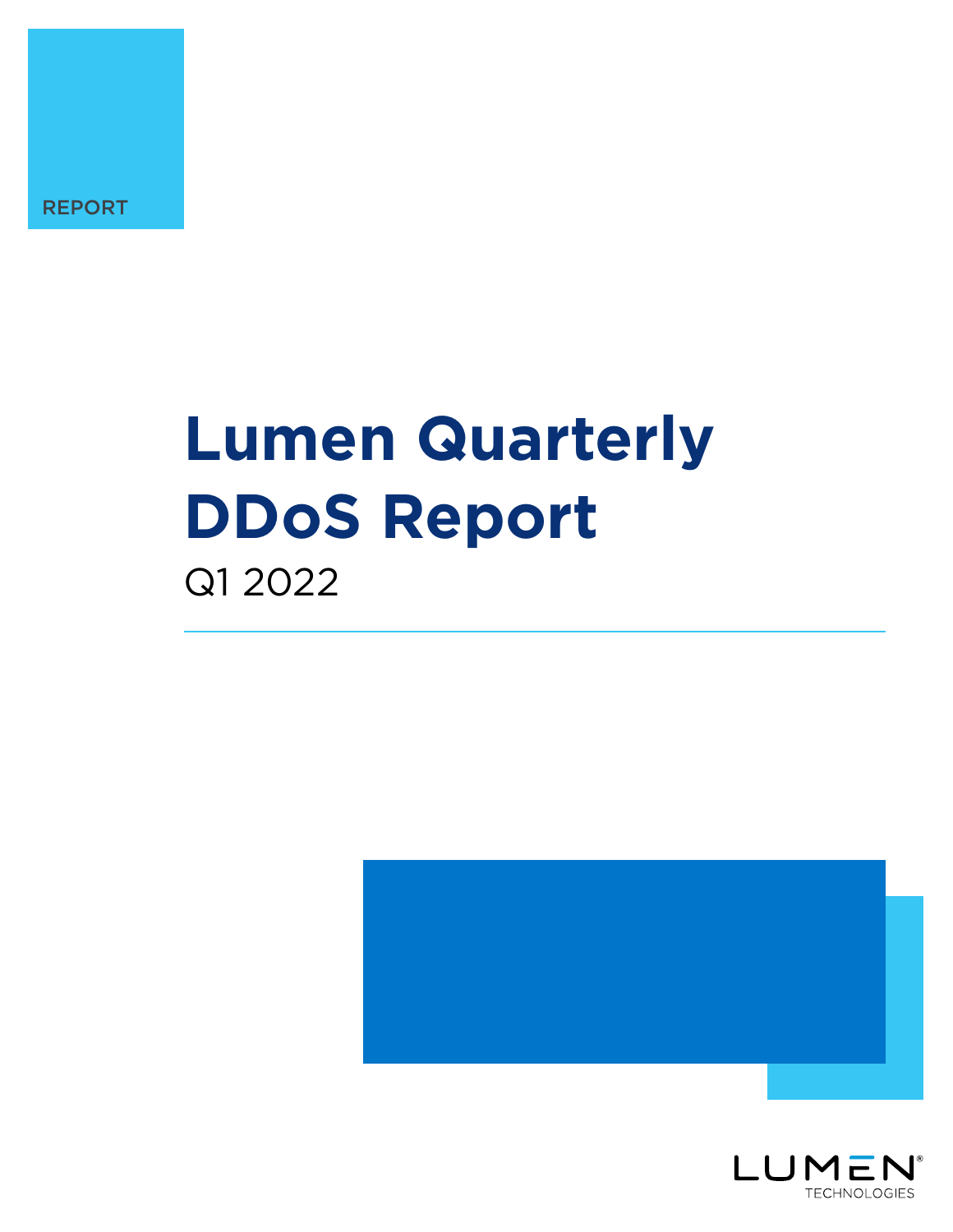REPORT

# Lumen Quarterly DDoS Report

Q1 2022

LUMEN TECHNOLOGIES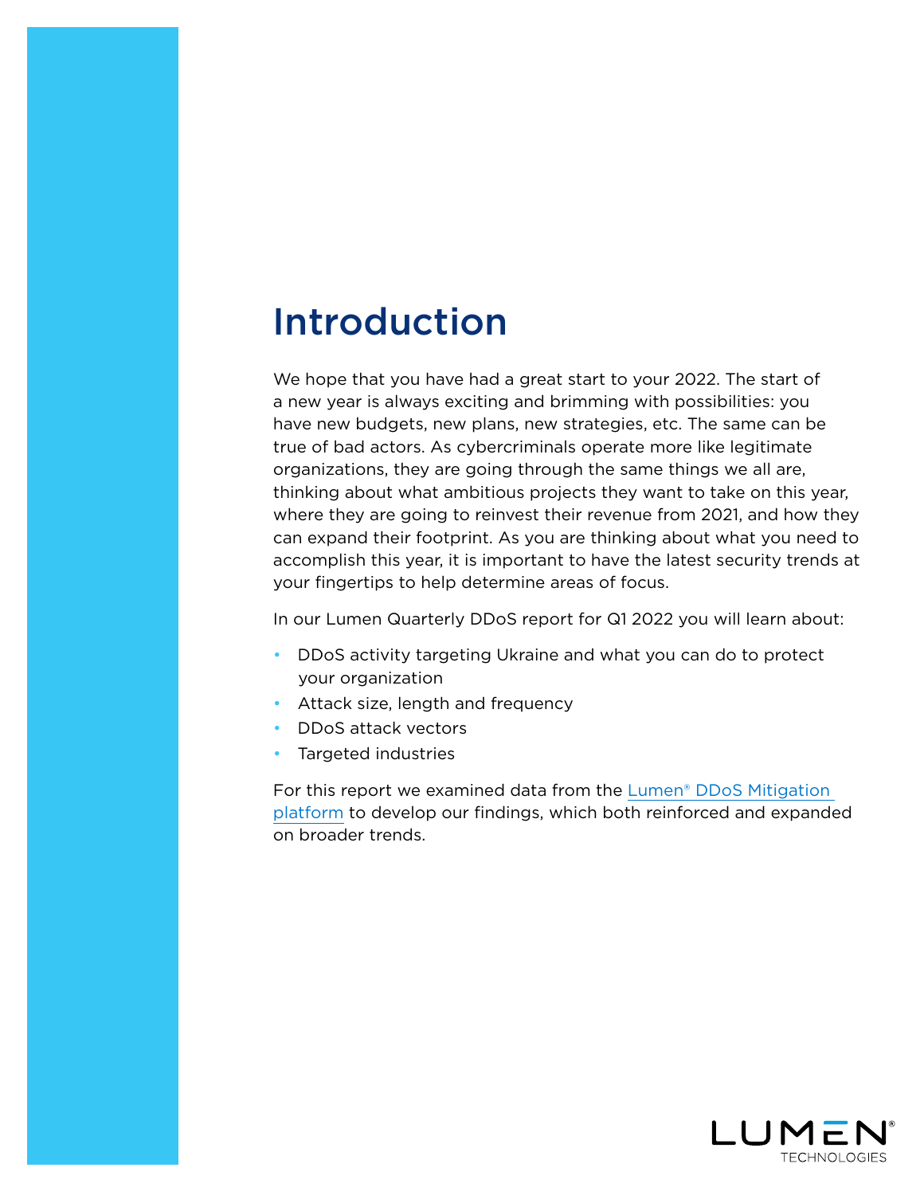# Introduction

We hope that you have had a great start to your 2022. The start of a new year is always exciting and brimming with possibilities: you have new budgets, new plans, new strategies, etc. The same can be true of bad actors. As cybercriminals operate more like legitimate organizations, they are going through the same things we all are, thinking about what ambitious projects they want to take on this year, where they are going to reinvest their revenue from 2021, and how they can expand their footprint. As you are thinking about what you need to accomplish this year, it is important to have the latest security trends at your fingertips to help determine areas of focus.

In our Lumen Quarterly DDoS report for Q1 2022 you will learn about:

- DDoS activity targeting Ukraine and what you can do to protect your organization
- Attack size, length and frequency
- DDoS attack vectors
- Targeted industries

For this report we examined data from the Lumen® DDoS Mitigation platform to develop our findings, which both reinforced and expanded on broader trends.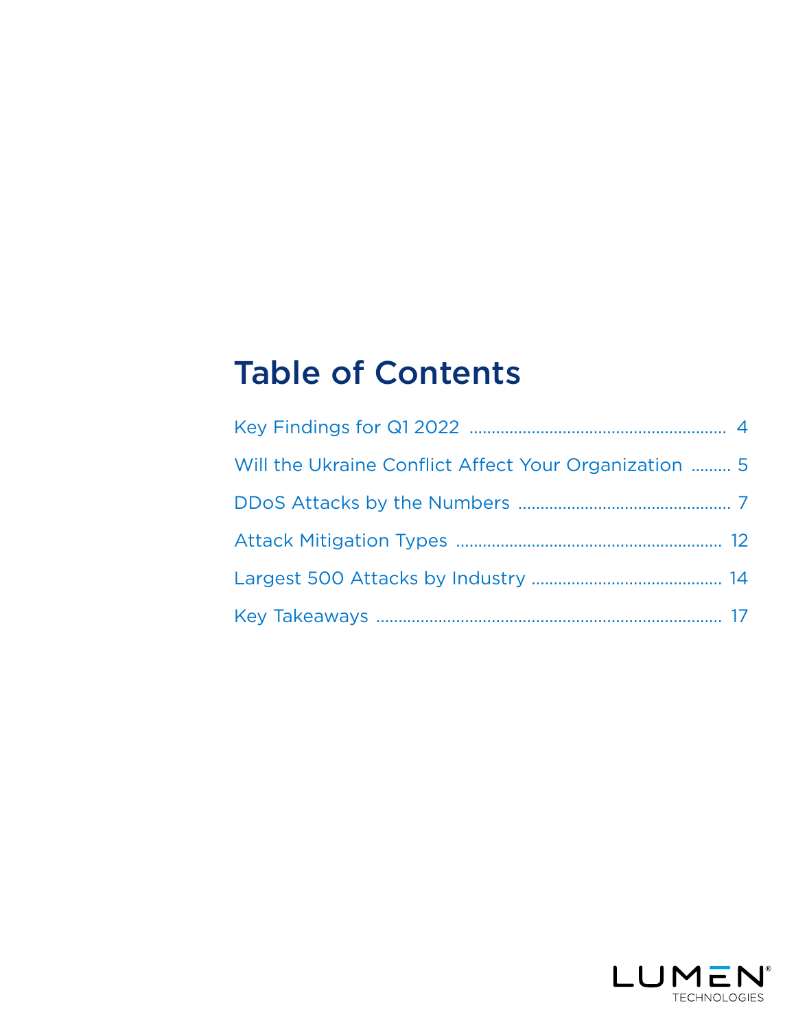# Table of Contents

Key Findings for Q1 2022 ........................................................ 4

Will the Ukraine Conflict Affect Your Organization ......... 5

DDoS Attacks by the Numbers ............................................... 7

Attack Mitigation Types .......................................................... 12

Largest 500 Attacks by Industry .......................................... 14

Key Takeaways ............................................................................ 17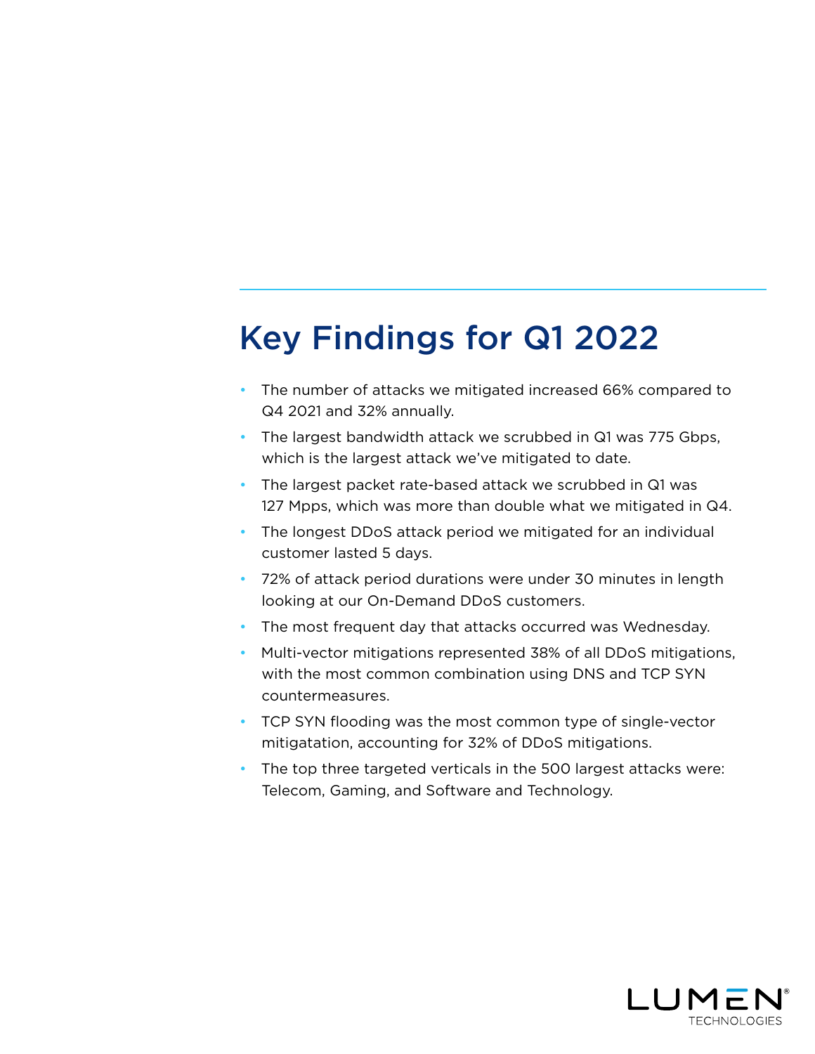# Key Findings for Q1 2022

- The number of attacks we mitigated increased 66% compared to Q4 2021 and 32% annually.
- The largest bandwidth attack we scrubbed in Q1 was 775 Gbps, which is the largest attack we've mitigated to date.
- The largest packet rate-based attack we scrubbed in Q1 was 127 Mpps, which was more than double what we mitigated in Q4.
- The longest DDoS attack period we mitigated for an individual customer lasted 5 days.
- 72% of attack period durations were under 30 minutes in length looking at our On-Demand DDoS customers.
- The most frequent day that attacks occurred was Wednesday.
- Multi-vector mitigations represented 38% of all DDoS mitigations, with the most common combination using DNS and TCP SYN countermeasures.
- TCP SYN flooding was the most common type of single-vector mitigatation, accounting for 32% of DDoS mitigations.
- The top three targeted verticals in the 500 largest attacks were: Telecom, Gaming, and Software and Technology.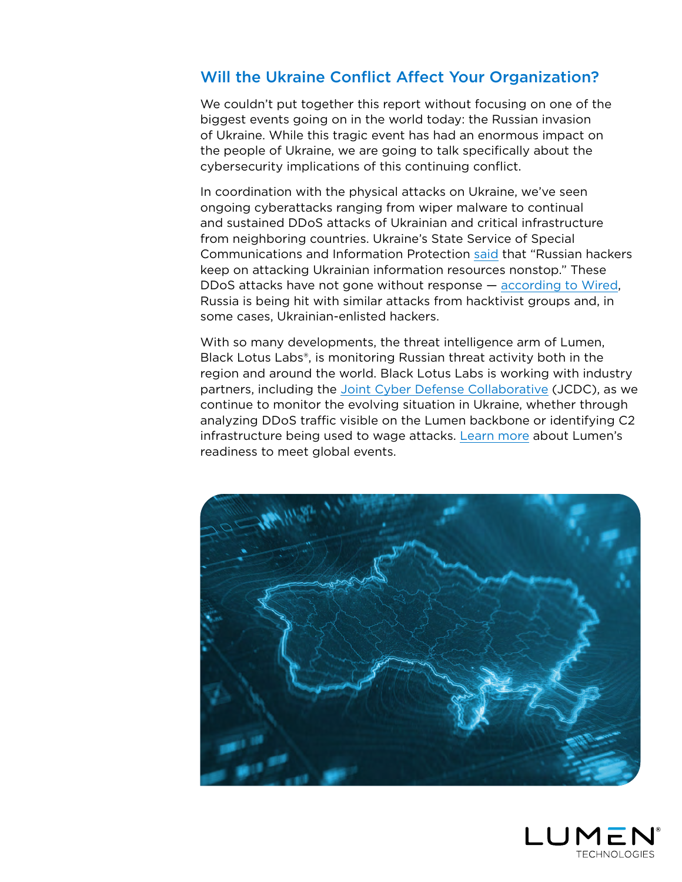## Will the Ukraine Conflict Affect Your Organization?

We couldn't put together this report without focusing on one of the biggest events going on in the world today: the Russian invasion of Ukraine. While this tragic event has had an enormous impact on the people of Ukraine, we are going to talk specifically about the cybersecurity implications of this continuing conflict.

In coordination with the physical attacks on Ukraine, we've seen ongoing cyberattacks ranging from wiper malware to continual and sustained DDoS attacks of Ukrainian and critical infrastructure from neighboring countries. Ukraine's State Service of Special Communications and Information Protection said that "Russian hackers keep on attacking Ukrainian information resources nonstop." These DDoS attacks have not gone without response — according to Wired, Russia is being hit with similar attacks from hacktivist groups and, in some cases, Ukrainian-enlisted hackers.

With so many developments, the threat intelligence arm of Lumen, Black Lotus Labs®, is monitoring Russian threat activity both in the region and around the world. Black Lotus Labs is working with industry partners, including the Joint Cyber Defense Collaborative (JCDC), as we continue to monitor the evolving situation in Ukraine, whether through analyzing DDoS traffic visible on the Lumen backbone or identifying C2 infrastructure being used to wage attacks. Learn more about Lumen's readiness to meet global events.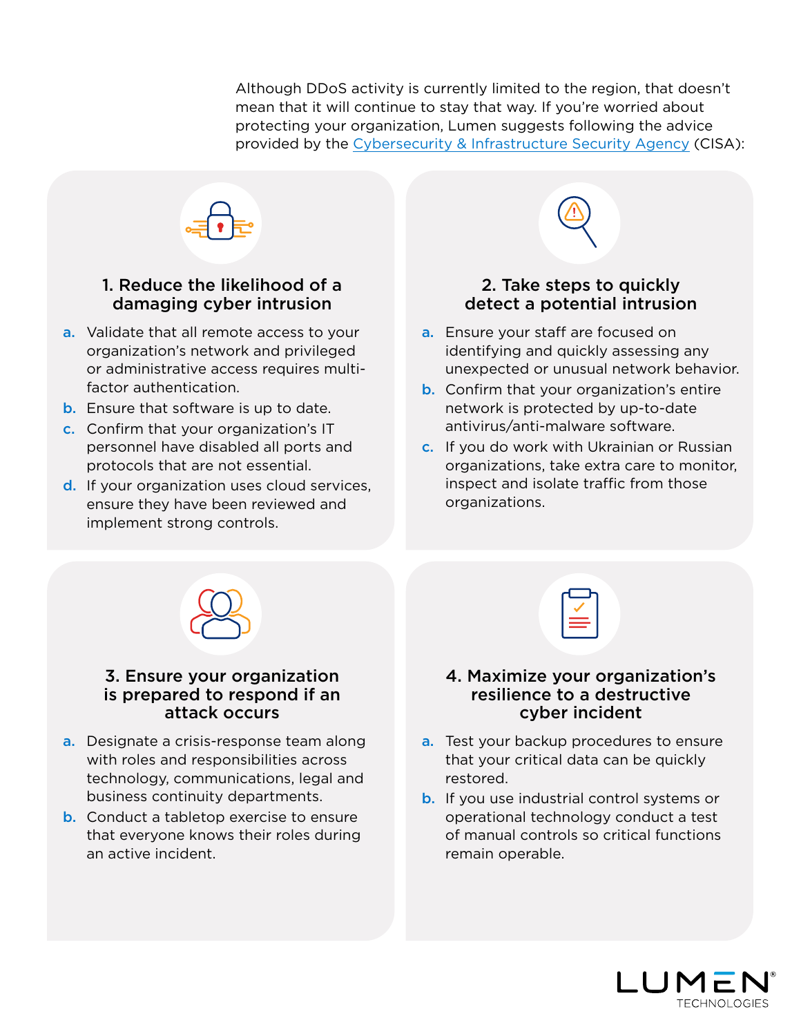Although DDoS activity is currently limited to the region, that doesn't mean that it will continue to stay that way. If you're worried about protecting your organization, Lumen suggests following the advice provided by the Cybersecurity & Infrastructure Security Agency (CISA):

### 1. Reduce the likelihood of a damaging cyber intrusion

a. Validate that all remote access to your organization's network and privileged or administrative access requires multi-factor authentication.
b. Ensure that software is up to date.
c. Confirm that your organization's IT personnel have disabled all ports and protocols that are not essential.
d. If your organization uses cloud services, ensure they have been reviewed and implement strong controls.

### 2. Take steps to quickly detect a potential intrusion

a. Ensure your staff are focused on identifying and quickly assessing any unexpected or unusual network behavior.
b. Confirm that your organization's entire network is protected by up-to-date antivirus/anti-malware software.
c. If you do work with Ukrainian or Russian organizations, take extra care to monitor, inspect and isolate traffic from those organizations.

### 3. Ensure your organization is prepared to respond if an attack occurs

a. Designate a crisis-response team along with roles and responsibilities across technology, communications, legal and business continuity departments.
b. Conduct a tabletop exercise to ensure that everyone knows their roles during an active incident.

### 4. Maximize your organization's resilience to a destructive cyber incident

a. Test your backup procedures to ensure that your critical data can be quickly restored.
b. If you use industrial control systems or operational technology conduct a test of manual controls so critical functions remain operable.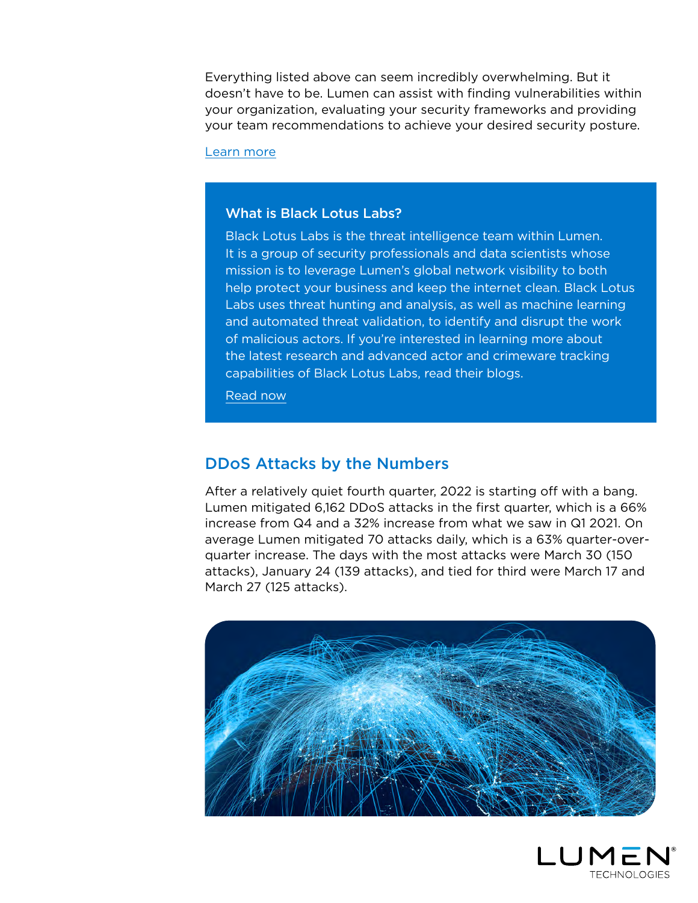Everything listed above can seem incredibly overwhelming. But it doesn't have to be. Lumen can assist with finding vulnerabilities within your organization, evaluating your security frameworks and providing your team recommendations to achieve your desired security posture.

Learn more

### What is Black Lotus Labs?

Black Lotus Labs is the threat intelligence team within Lumen. It is a group of security professionals and data scientists whose mission is to leverage Lumen's global network visibility to both help protect your business and keep the internet clean. Black Lotus Labs uses threat hunting and analysis, as well as machine learning and automated threat validation, to identify and disrupt the work of malicious actors. If you're interested in learning more about the latest research and advanced actor and crimeware tracking capabilities of Black Lotus Labs, read their blogs.

Read now

## DDoS Attacks by the Numbers

After a relatively quiet fourth quarter, 2022 is starting off with a bang. Lumen mitigated 6,162 DDoS attacks in the first quarter, which is a 66% increase from Q4 and a 32% increase from what we saw in Q1 2021. On average Lumen mitigated 70 attacks daily, which is a 63% quarter-over-quarter increase. The days with the most attacks were March 30 (150 attacks), January 24 (139 attacks), and tied for third were March 17 and March 27 (125 attacks).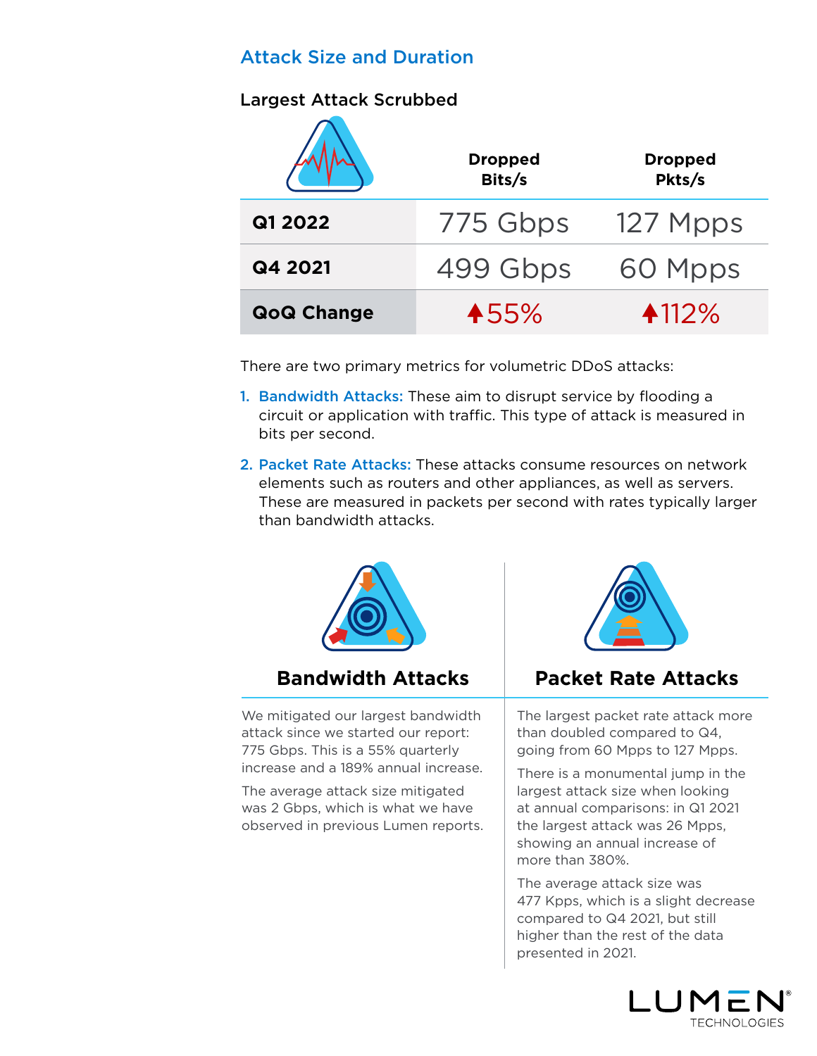## Attack Size and Duration

### Largest Attack Scrubbed

| | Dropped Bits/s | Dropped Pkts/s |
|---|---|---|
| **Q1 2022** | 775 Gbps | 127 Mpps |
| **Q4 2021** | 499 Gbps | 60 Mpps |
| **QoQ Change** | ▲55% | ▲112% |

There are two primary metrics for volumetric DDoS attacks:

1. **Bandwidth Attacks:** These aim to disrupt service by flooding a circuit or application with traffic. This type of attack is measured in bits per second.
2. **Packet Rate Attacks:** These attacks consume resources on network elements such as routers and other appliances, as well as servers. These are measured in packets per second with rates typically larger than bandwidth attacks.

### Bandwidth Attacks

We mitigated our largest bandwidth attack since we started our report: 775 Gbps. This is a 55% quarterly increase and a 189% annual increase.

The average attack size mitigated was 2 Gbps, which is what we have observed in previous Lumen reports.

### Packet Rate Attacks

The largest packet rate attack more than doubled compared to Q4, going from 60 Mpps to 127 Mpps.

There is a monumental jump in the largest attack size when looking at annual comparisons: in Q1 2021 the largest attack was 26 Mpps, showing an annual increase of more than 380%.

The average attack size was 477 Kpps, which is a slight decrease compared to Q4 2021, but still higher than the rest of the data presented in 2021.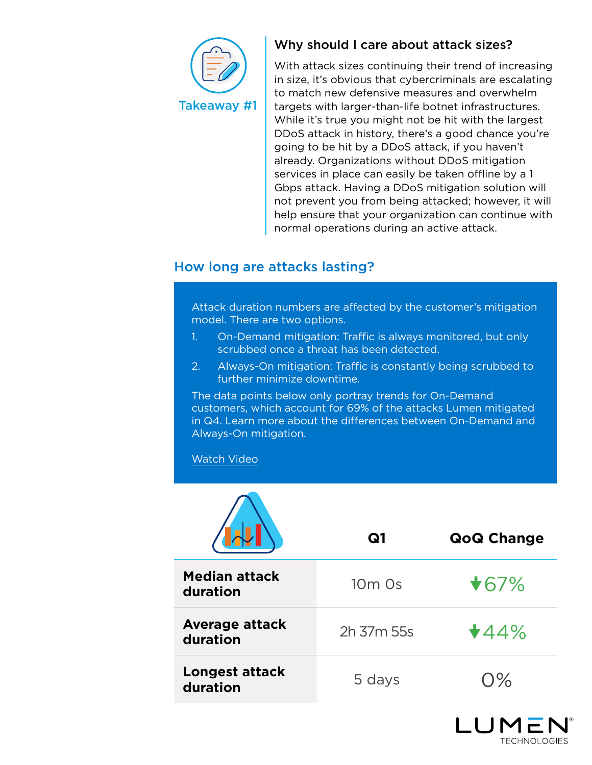**Takeaway #1**

### Why should I care about attack sizes?

With attack sizes continuing their trend of increasing in size, it's obvious that cybercriminals are escalating to match new defensive measures and overwhelm targets with larger-than-life botnet infrastructures. While it's true you might not be hit with the largest DDoS attack in history, there's a good chance you're going to be hit by a DDoS attack, if you haven't already. Organizations without DDoS mitigation services in place can easily be taken offline by a 1 Gbps attack. Having a DDoS mitigation solution will not prevent you from being attacked; however, it will help ensure that your organization can continue with normal operations during an active attack.

## How long are attacks lasting?

Attack duration numbers are affected by the customer's mitigation model. There are two options.

1. On-Demand mitigation: Traffic is always monitored, but only scrubbed once a threat has been detected.
2. Always-On mitigation: Traffic is constantly being scrubbed to further minimize downtime.

The data points below only portray trends for On-Demand customers, which account for 69% of the attacks Lumen mitigated in Q4. Learn more about the differences between On-Demand and Always-On mitigation.

Watch Video

| | Q1 | QoQ Change |
|---|---|---|
| **Median attack duration** | 10m 0s | ▼67% |
| **Average attack duration** | 2h 37m 55s | ▼44% |
| **Longest attack duration** | 5 days | 0% |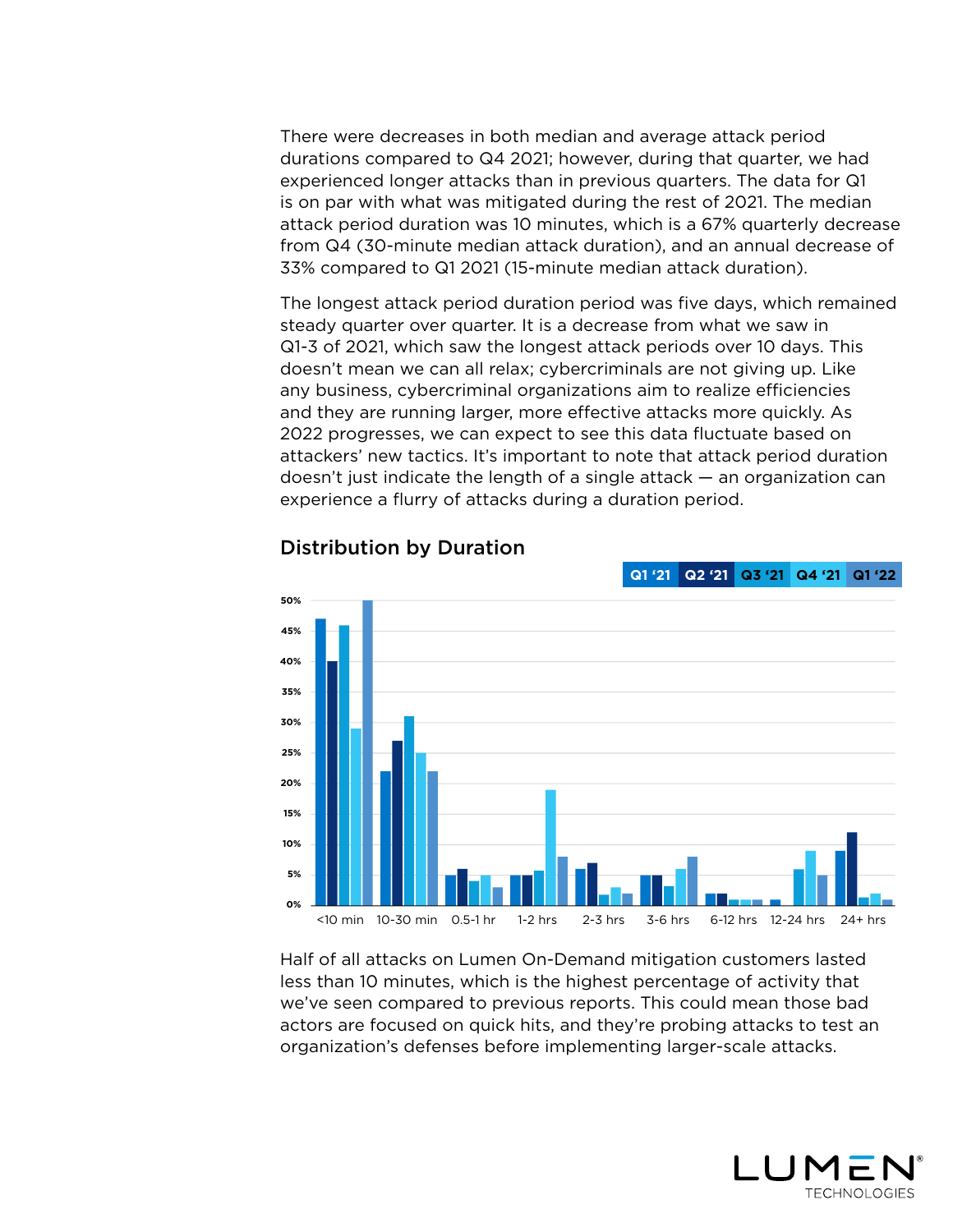There were decreases in both median and average attack period durations compared to Q4 2021; however, during that quarter, we had experienced longer attacks than in previous quarters. The data for Q1 is on par with what was mitigated during the rest of 2021. The median attack period duration was 10 minutes, which is a 67% quarterly decrease from Q4 (30-minute median attack duration), and an annual decrease of 33% compared to Q1 2021 (15-minute median attack duration).

The longest attack period duration period was five days, which remained steady quarter over quarter. It is a decrease from what we saw in Q1-3 of 2021, which saw the longest attack periods over 10 days. This doesn't mean we can all relax; cybercriminals are not giving up. Like any business, cybercriminal organizations aim to realize efficiencies and they are running larger, more effective attacks more quickly. As 2022 progresses, we can expect to see this data fluctuate based on attackers' new tactics. It's important to note that attack period duration doesn't just indicate the length of a single attack — an organization can experience a flurry of attacks during a duration period.

## Distribution by Duration

Q1 '21 | Q2 '21 | Q3 '21 | Q4 '21 | Q1 '22

50% | 45% | 40% | 35% | 30% | 25% | 20% | 15% | 10% | 5% | 0%

<10 min | 10-30 min | 0.5-1 hr | 1-2 hrs | 2-3 hrs | 3-6 hrs | 6-12 hrs | 12-24 hrs | 24+ hrs

Half of all attacks on Lumen On-Demand mitigation customers lasted less than 10 minutes, which is the highest percentage of activity that we've seen compared to previous reports. This could mean those bad actors are focused on quick hits, and they're probing attacks to test an organization's defenses before implementing larger-scale attacks.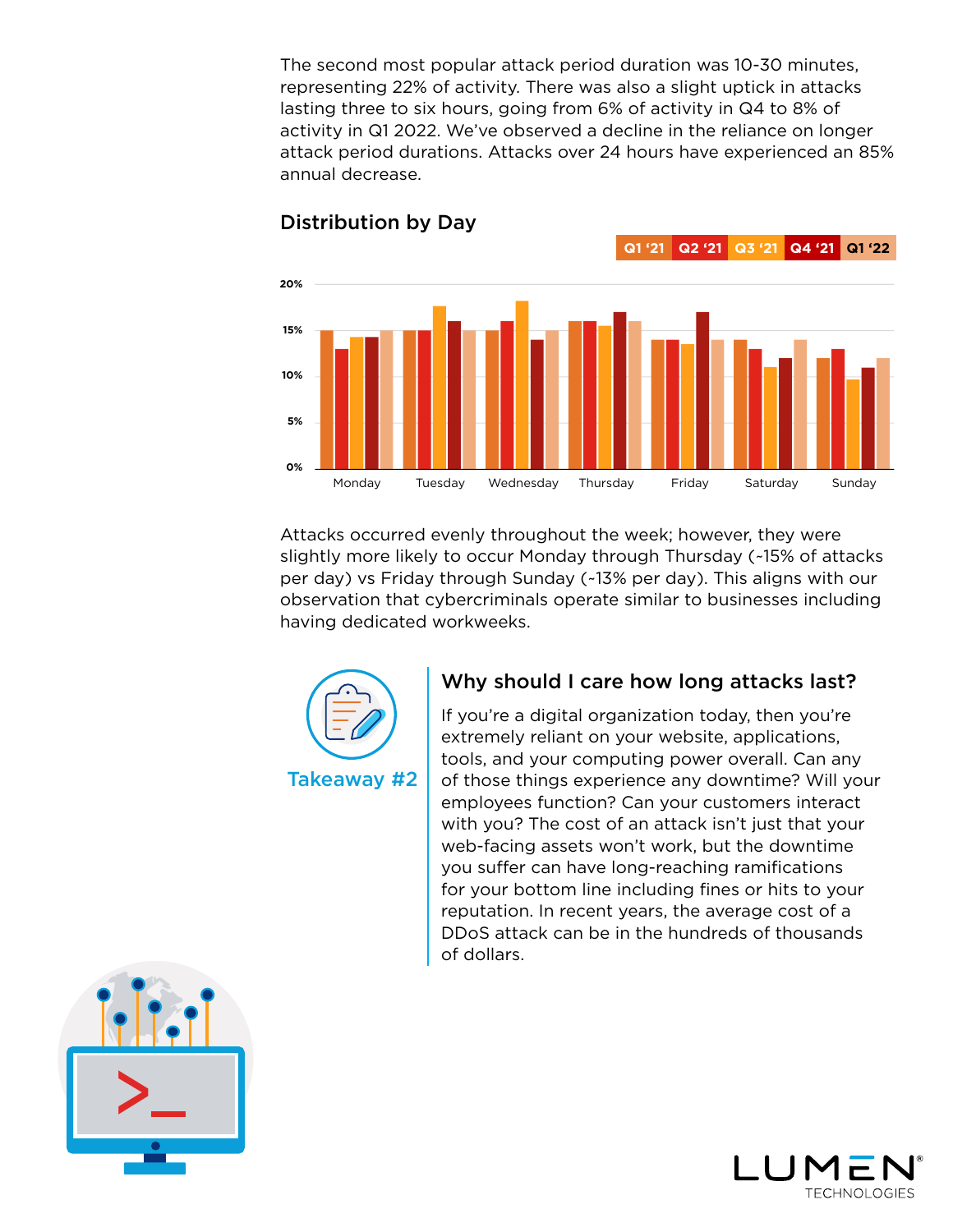The second most popular attack period duration was 10-30 minutes, representing 22% of activity. There was also a slight uptick in attacks lasting three to six hours, going from 6% of activity in Q4 to 8% of activity in Q1 2022. We've observed a decline in the reliance on longer attack period durations. Attacks over 24 hours have experienced an 85% annual decrease.

## Distribution by Day

Q1 '21 | Q2 '21 | Q3 '21 | Q4 '21 | Q1 '22

20%
15%
10%
5%
0%

Monday | Tuesday | Wednesday | Thursday | Friday | Saturday | Sunday

Attacks occurred evenly throughout the week; however, they were slightly more likely to occur Monday through Thursday (~15% of attacks per day) vs Friday through Sunday (~13% per day). This aligns with our observation that cybercriminals operate similar to businesses including having dedicated workweeks.

**Takeaway #2**

### Why should I care how long attacks last?

If you're a digital organization today, then you're extremely reliant on your website, applications, tools, and your computing power overall. Can any of those things experience any downtime? Will your employees function? Can your customers interact with you? The cost of an attack isn't just that your web-facing assets won't work, but the downtime you suffer can have long-reaching ramifications for your bottom line including fines or hits to your reputation. In recent years, the average cost of a DDoS attack can be in the hundreds of thousands of dollars.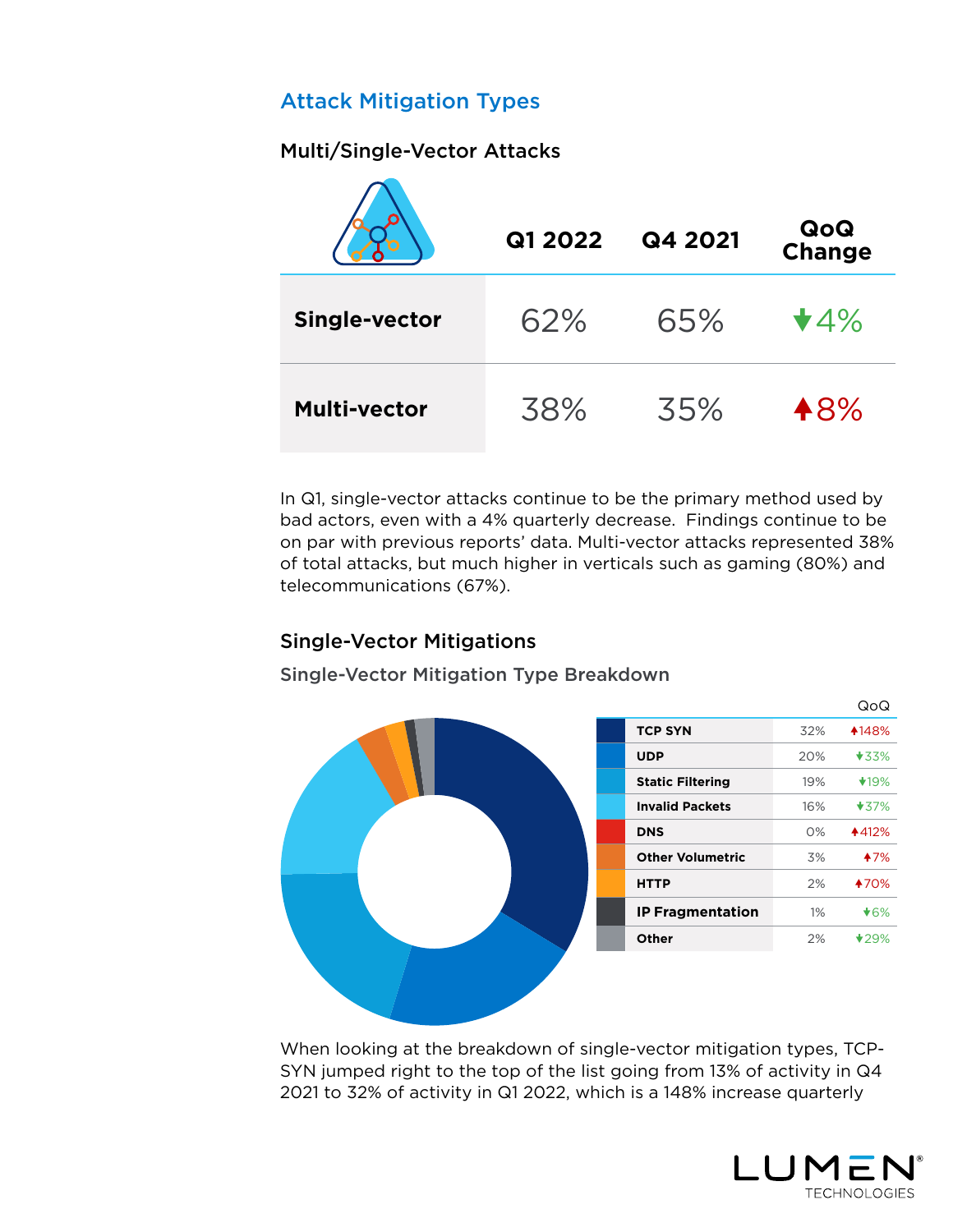## Attack Mitigation Types

### Multi/Single-Vector Attacks

| | Q1 2022 | Q4 2021 | QoQ Change |
|---|---|---|---|
| **Single-vector** | 62% | 65% | ▼4% |
| **Multi-vector** | 38% | 35% | ▲8% |

In Q1, single-vector attacks continue to be the primary method used by bad actors, even with a 4% quarterly decrease. Findings continue to be on par with previous reports' data. Multi-vector attacks represented 38% of total attacks, but much higher in verticals such as gaming (80%) and telecommunications (67%).

### Single-Vector Mitigations

#### Single-Vector Mitigation Type Breakdown

| Type | % | QoQ |
|---|---|---|
| **TCP SYN** | 32% | ▲148% |
| **UDP** | 20% | ▼33% |
| **Static Filtering** | 19% | ▼19% |
| **Invalid Packets** | 16% | ▼37% |
| **DNS** | 0% | ▲412% |
| **Other Volumetric** | 3% | ▲7% |
| **HTTP** | 2% | ▲70% |
| **IP Fragmentation** | 1% | ▼6% |
| **Other** | 2% | ▼29% |

When looking at the breakdown of single-vector mitigation types, TCP-SYN jumped right to the top of the list going from 13% of activity in Q4 2021 to 32% of activity in Q1 2022, which is a 148% increase quarterly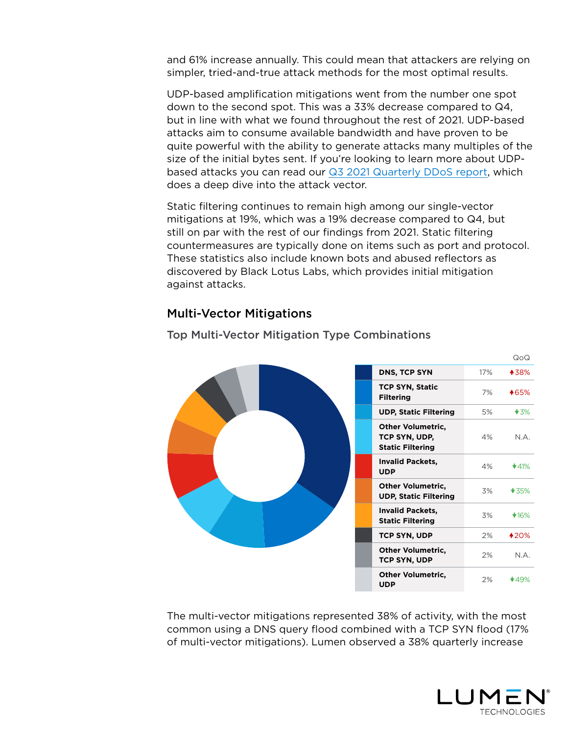and 61% increase annually. This could mean that attackers are relying on simpler, tried-and-true attack methods for the most optimal results.

UDP-based amplification mitigations went from the number one spot down to the second spot. This was a 33% decrease compared to Q4, but in line with what we found throughout the rest of 2021. UDP-based attacks aim to consume available bandwidth and have proven to be quite powerful with the ability to generate attacks many multiples of the size of the initial bytes sent. If you're looking to learn more about UDP-based attacks you can read our Q3 2021 Quarterly DDoS report, which does a deep dive into the attack vector.

Static filtering continues to remain high among our single-vector mitigations at 19%, which was a 19% decrease compared to Q4, but still on par with the rest of our findings from 2021. Static filtering countermeasures are typically done on items such as port and protocol. These statistics also include known bots and abused reflectors as discovered by Black Lotus Labs, which provides initial mitigation against attacks.

## Multi-Vector Mitigations

### Top Multi-Vector Mitigation Type Combinations

| Combination | Share | QoQ |
|---|---|---|
| **DNS, TCP SYN** | 17% | ▲38% |
| **TCP SYN, Static Filtering** | 7% | ▲65% |
| **UDP, Static Filtering** | 5% | ▼3% |
| **Other Volumetric, TCP SYN, UDP, Static Filtering** | 4% | N.A. |
| **Invalid Packets, UDP** | 4% | ▼41% |
| **Other Volumetric, UDP, Static Filtering** | 3% | ▼35% |
| **Invalid Packets, Static Filtering** | 3% | ▼16% |
| **TCP SYN, UDP** | 2% | ▲20% |
| **Other Volumetric, TCP SYN, UDP** | 2% | N.A. |
| **Other Volumetric, UDP** | 2% | ▼49% |

The multi-vector mitigations represented 38% of activity, with the most common using a DNS query flood combined with a TCP SYN flood (17% of multi-vector mitigations). Lumen observed a 38% quarterly increase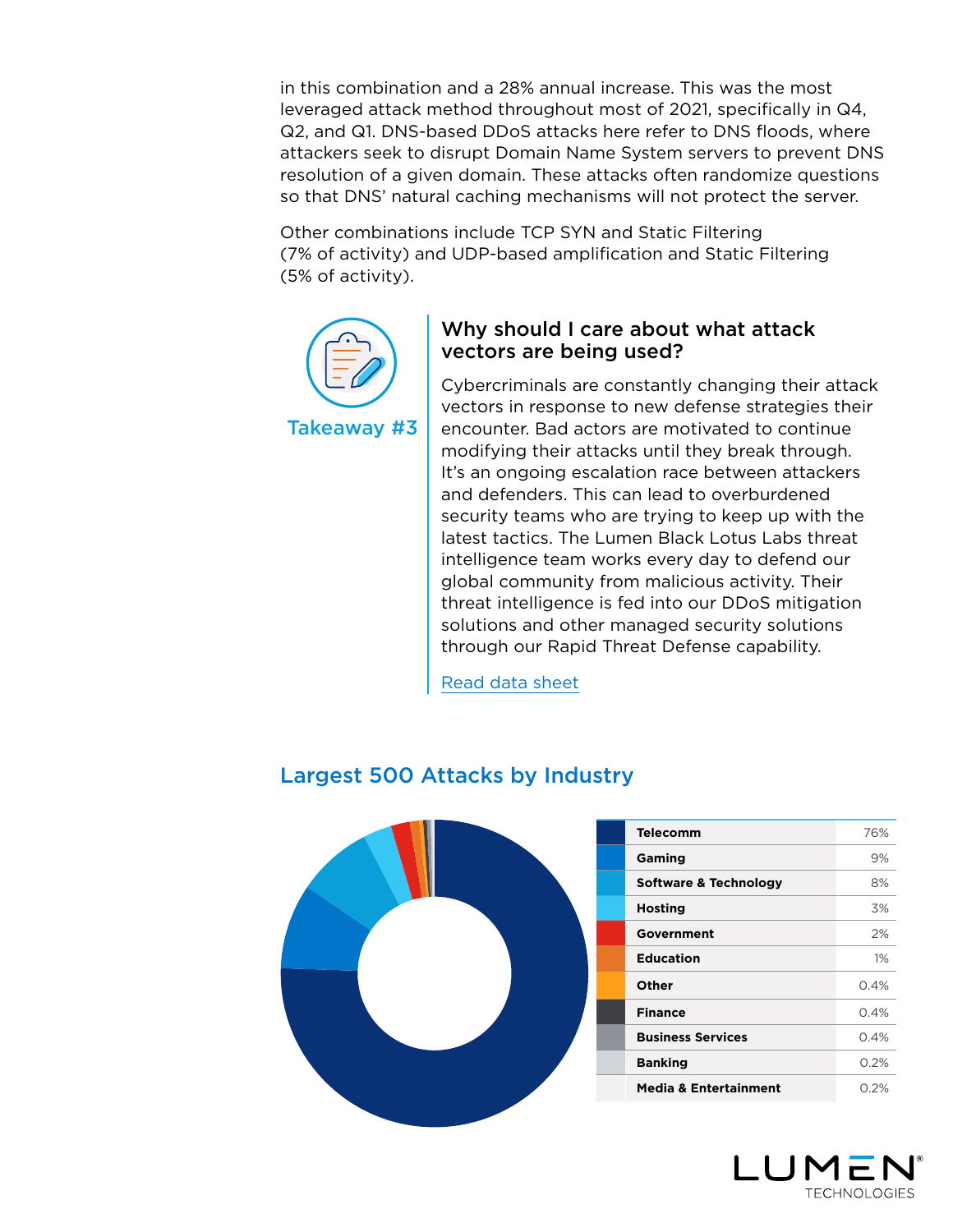in this combination and a 28% annual increase. This was the most leveraged attack method throughout most of 2021, specifically in Q4, Q2, and Q1. DNS-based DDoS attacks here refer to DNS floods, where attackers seek to disrupt Domain Name System servers to prevent DNS resolution of a given domain. These attacks often randomize questions so that DNS' natural caching mechanisms will not protect the server.

Other combinations include TCP SYN and Static Filtering (7% of activity) and UDP-based amplification and Static Filtering (5% of activity).

**Takeaway #3**

### Why should I care about what attack vectors are being used?

Cybercriminals are constantly changing their attack vectors in response to new defense strategies their encounter. Bad actors are motivated to continue modifying their attacks until they break through. It's an ongoing escalation race between attackers and defenders. This can lead to overburdened security teams who are trying to keep up with the latest tactics. The Lumen Black Lotus Labs threat intelligence team works every day to defend our global community from malicious activity. Their threat intelligence is fed into our DDoS mitigation solutions and other managed security solutions through our Rapid Threat Defense capability.

Read data sheet

## Largest 500 Attacks by Industry

| Industry | Share |
|---|---|
| Telecomm | 76% |
| Gaming | 9% |
| Software & Technology | 8% |
| Hosting | 3% |
| Government | 2% |
| Education | 1% |
| Other | 0.4% |
| Finance | 0.4% |
| Business Services | 0.4% |
| Banking | 0.2% |
| Media & Entertainment | 0.2% |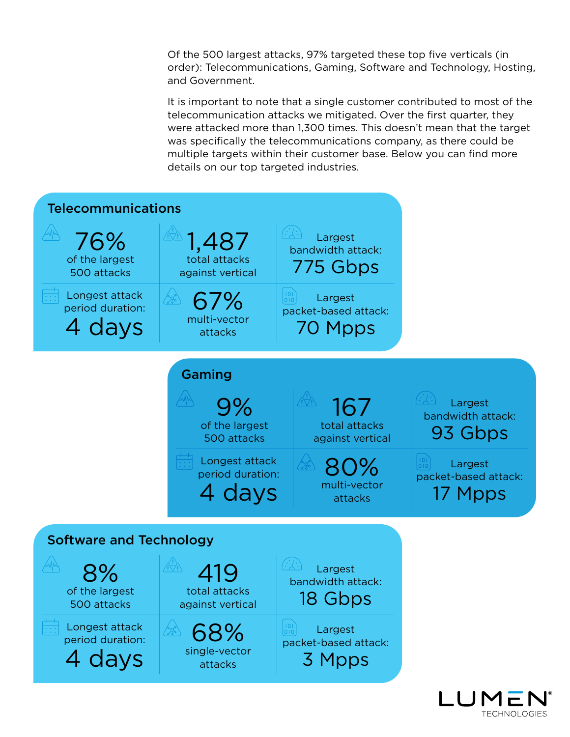Of the 500 largest attacks, 97% targeted these top five verticals (in order): Telecommunications, Gaming, Software and Technology, Hosting, and Government.

It is important to note that a single customer contributed to most of the telecommunication attacks we mitigated. Over the first quarter, they were attacked more than 1,300 times. This doesn't mean that the target was specifically the telecommunications company, as there could be multiple targets within their customer base. Below you can find more details on our top targeted industries.

## Telecommunications

| | | |
|---|---|---|
| **76%** of the largest 500 attacks | **1,487** total attacks against vertical | Largest bandwidth attack: **775 Gbps** |
| Longest attack period duration: **4 days** | **67%** multi-vector attacks | Largest packet-based attack: **70 Mpps** |

## Gaming

| | | |
|---|---|---|
| **9%** of the largest 500 attacks | **167** total attacks against vertical | Largest bandwidth attack: **93 Gbps** |
| Longest attack period duration: **4 days** | **80%** multi-vector attacks | Largest packet-based attack: **17 Mpps** |

## Software and Technology

| | | |
|---|---|---|
| **8%** of the largest 500 attacks | **419** total attacks against vertical | Largest bandwidth attack: **18 Gbps** |
| Longest attack period duration: **4 days** | **68%** single-vector attacks | Largest packet-based attack: **3 Mpps** |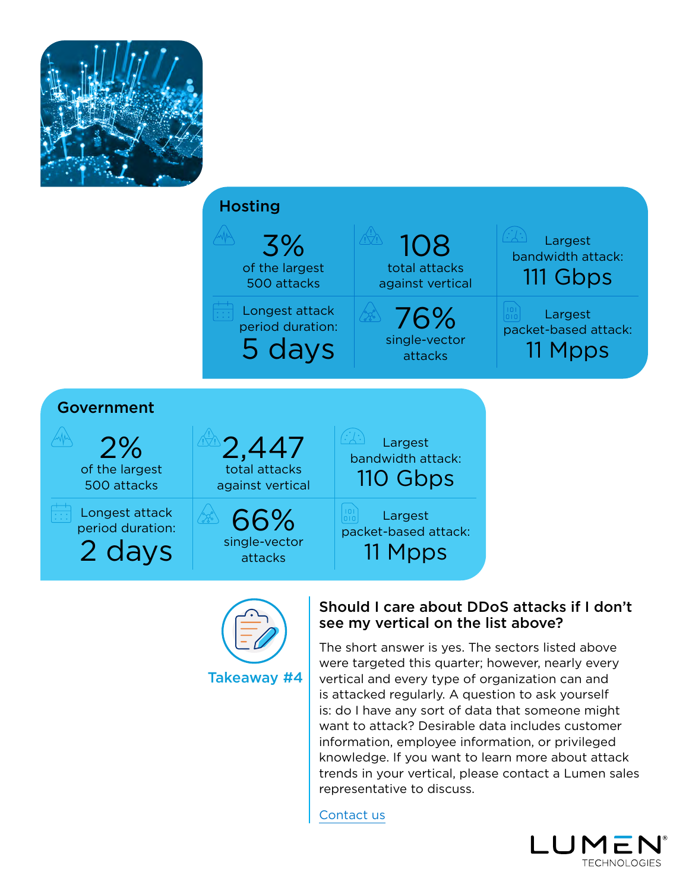## Hosting

| | | |
|---|---|---|
| **3%** of the largest 500 attacks | **108** total attacks against vertical | Largest bandwidth attack: **111 Gbps** |
| Longest attack period duration: **5 days** | **76%** single-vector attacks | Largest packet-based attack: **11 Mpps** |

## Government

| | | |
|---|---|---|
| **2%** of the largest 500 attacks | **2,447** total attacks against vertical | Largest bandwidth attack: **110 Gbps** |
| Longest attack period duration: **2 days** | **66%** single-vector attacks | Largest packet-based attack: **11 Mpps** |

**Takeaway #4**

### Should I care about DDoS attacks if I don't see my vertical on the list above?

The short answer is yes. The sectors listed above were targeted this quarter; however, nearly every vertical and every type of organization can and is attacked regularly. A question to ask yourself is: do I have any sort of data that someone might want to attack? Desirable data includes customer information, employee information, or privileged knowledge. If you want to learn more about attack trends in your vertical, please contact a Lumen sales representative to discuss.

Contact us

LUMEN TECHNOLOGIES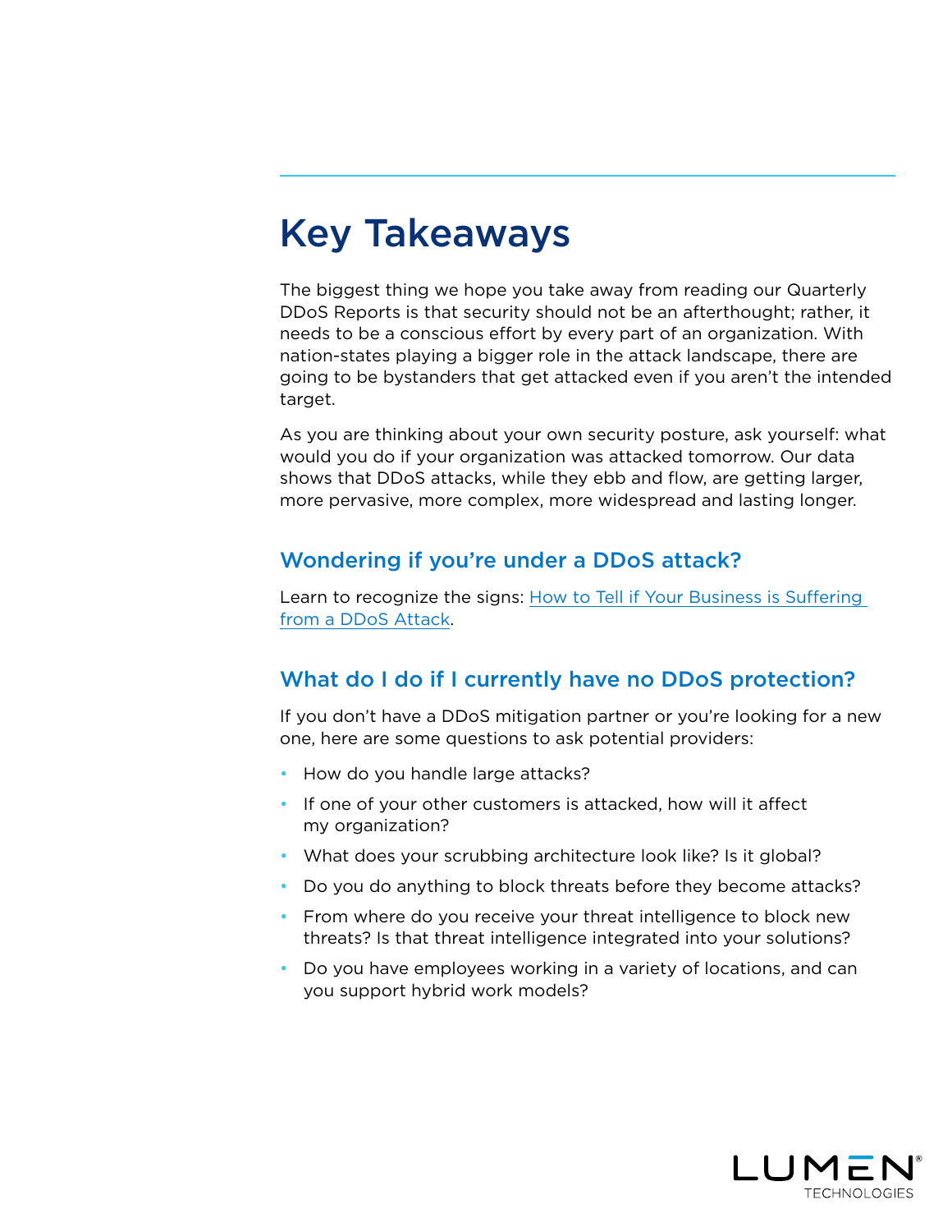# Key Takeaways

The biggest thing we hope you take away from reading our Quarterly DDoS Reports is that security should not be an afterthought; rather, it needs to be a conscious effort by every part of an organization. With nation-states playing a bigger role in the attack landscape, there are going to be bystanders that get attacked even if you aren't the intended target.

As you are thinking about your own security posture, ask yourself: what would you do if your organization was attacked tomorrow. Our data shows that DDoS attacks, while they ebb and flow, are getting larger, more pervasive, more complex, more widespread and lasting longer.

## Wondering if you're under a DDoS attack?

Learn to recognize the signs: How to Tell if Your Business is Suffering from a DDoS Attack.

## What do I do if I currently have no DDoS protection?

If you don't have a DDoS mitigation partner or you're looking for a new one, here are some questions to ask potential providers:

- How do you handle large attacks?
- If one of your other customers is attacked, how will it affect my organization?
- What does your scrubbing architecture look like? Is it global?
- Do you do anything to block threats before they become attacks?
- From where do you receive your threat intelligence to block new threats? Is that threat intelligence integrated into your solutions?
- Do you have employees working in a variety of locations, and can you support hybrid work models?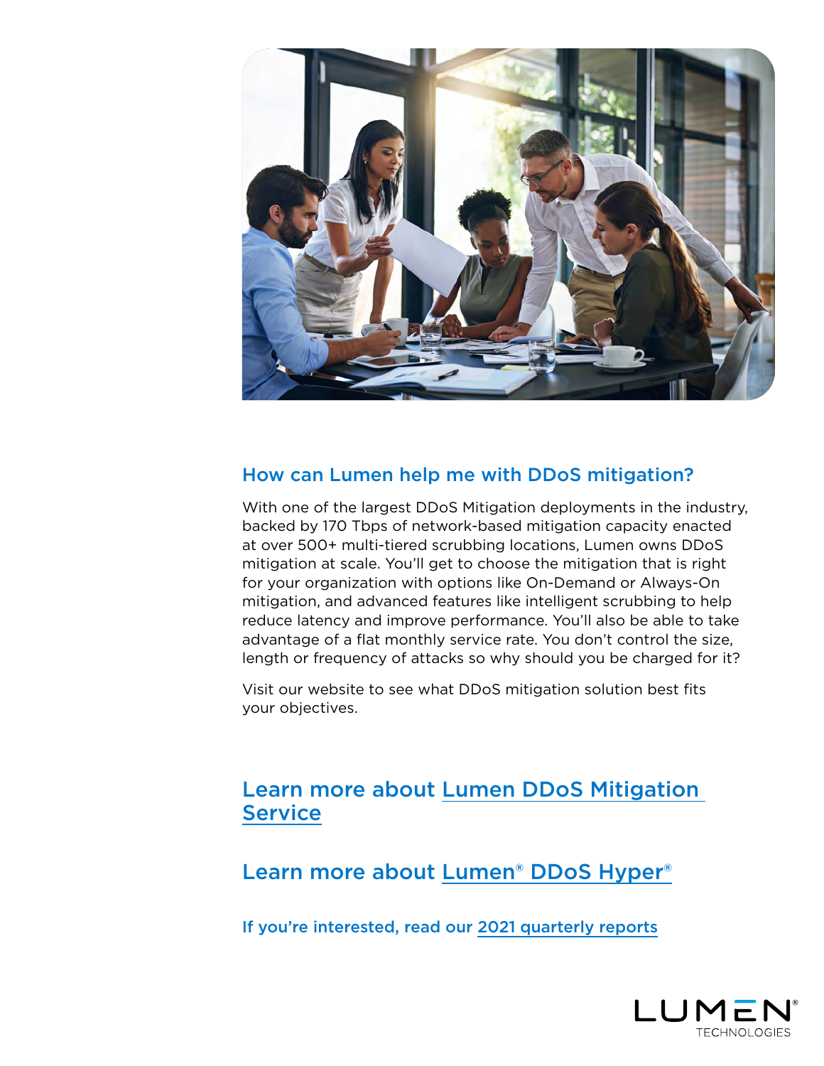## How can Lumen help me with DDoS mitigation?

With one of the largest DDoS Mitigation deployments in the industry, backed by 170 Tbps of network-based mitigation capacity enacted at over 500+ multi-tiered scrubbing locations, Lumen owns DDoS mitigation at scale. You'll get to choose the mitigation that is right for your organization with options like On-Demand or Always-On mitigation, and advanced features like intelligent scrubbing to help reduce latency and improve performance. You'll also be able to take advantage of a flat monthly service rate. You don't control the size, length or frequency of attacks so why should you be charged for it?

Visit our website to see what DDoS mitigation solution best fits your objectives.

## Learn more about Lumen DDoS Mitigation Service

## Learn more about Lumen® DDoS Hyper®

### If you're interested, read our 2021 quarterly reports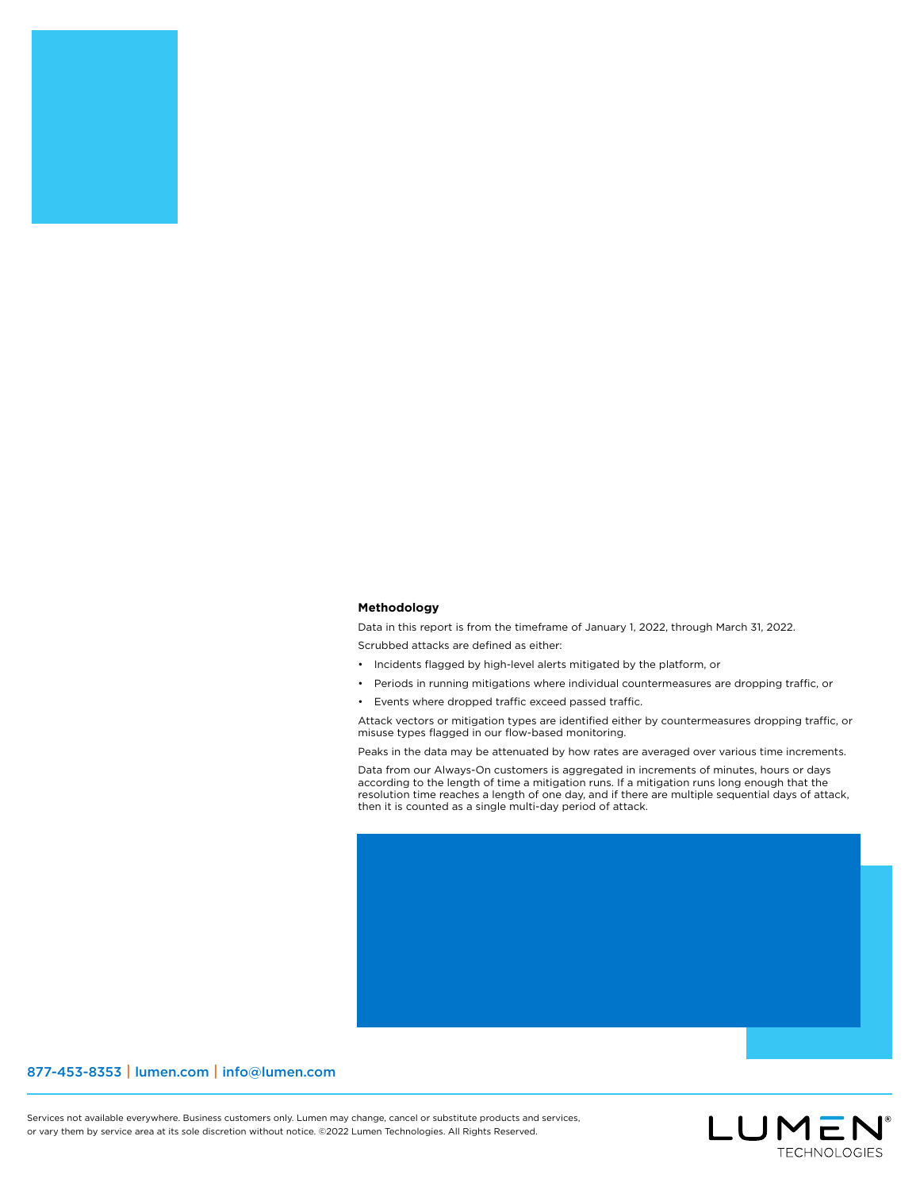## Methodology

Data in this report is from the timeframe of January 1, 2022, through March 31, 2022.

Scrubbed attacks are defined as either:

- Incidents flagged by high-level alerts mitigated by the platform, or
- Periods in running mitigations where individual countermeasures are dropping traffic, or
- Events where dropped traffic exceed passed traffic.

Attack vectors or mitigation types are identified either by countermeasures dropping traffic, or misuse types flagged in our flow-based monitoring.

Peaks in the data may be attenuated by how rates are averaged over various time increments.

Data from our Always-On customers is aggregated in increments of minutes, hours or days according to the length of time a mitigation runs. If a mitigation runs long enough that the resolution time reaches a length of one day, and if there are multiple sequential days of attack, then it is counted as a single multi-day period of attack.

877-453-8353 | lumen.com | info@lumen.com

Services not available everywhere. Business customers only. Lumen may change, cancel or substitute products and services, or vary them by service area at its sole discretion without notice. ©2022 Lumen Technologies. All Rights Reserved.

LUMEN® TECHNOLOGIES